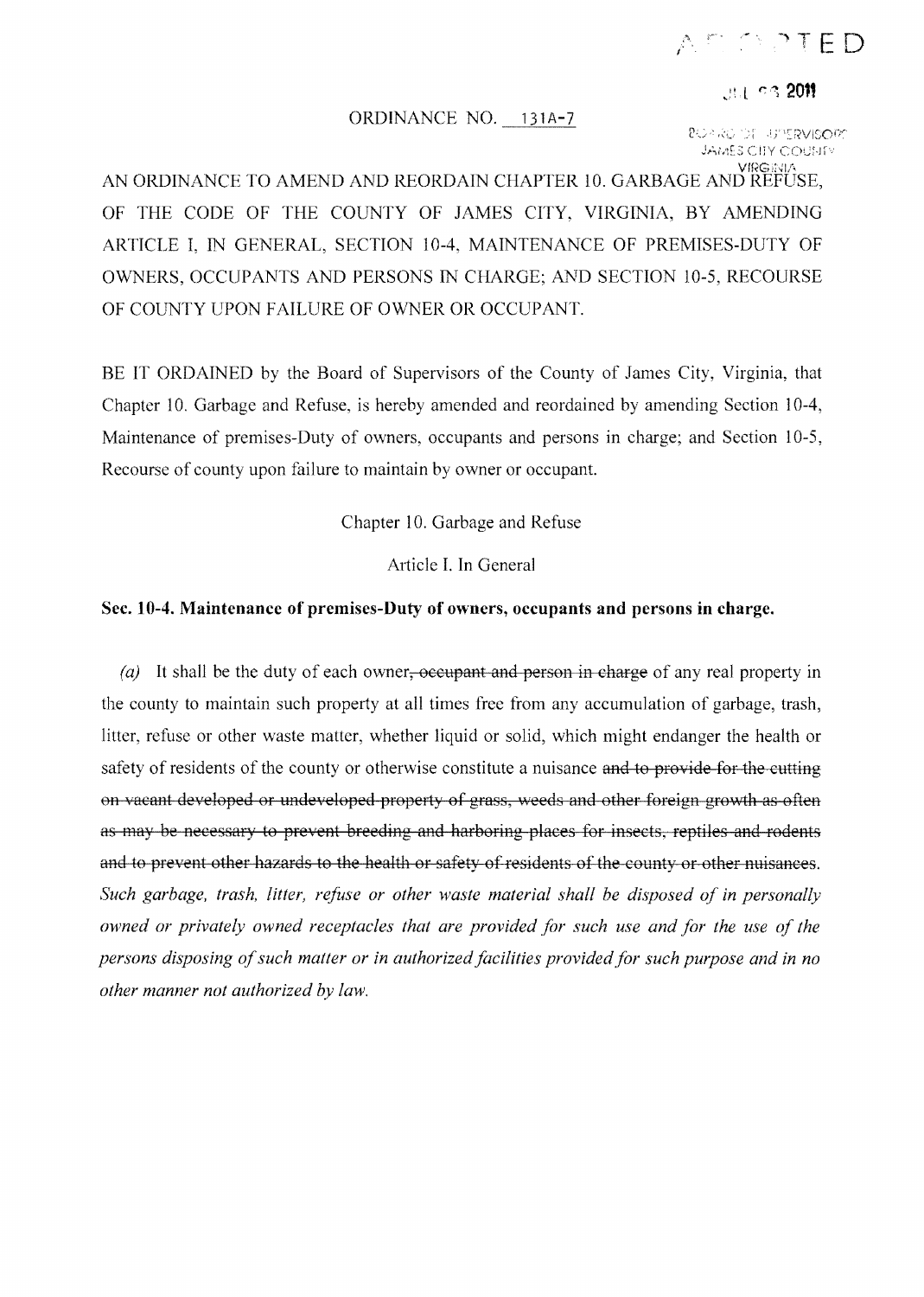ADOPTED

JUL 26 2011

BOARD OF SUPERVISORS
JAMES CITY COUNTY
VIRGINIA

ORDINANCE NO. 131A-7

AN ORDINANCE TO AMEND AND REORDAIN CHAPTER 10. GARBAGE AND REFUSE, OF THE CODE OF THE COUNTY OF JAMES CITY, VIRGINIA, BY AMENDING ARTICLE I, IN GENERAL, SECTION 10-4, MAINTENANCE OF PREMISES-DUTY OF OWNERS, OCCUPANTS AND PERSONS IN CHARGE; AND SECTION 10-5, RECOURSE OF COUNTY UPON FAILURE OF OWNER OR OCCUPANT.

BE IT ORDAINED by the Board of Supervisors of the County of James City, Virginia, that Chapter 10. Garbage and Refuse, is hereby amended and reordained by amending Section 10-4, Maintenance of premises-Duty of owners, occupants and persons in charge; and Section 10-5, Recourse of county upon failure to maintain by owner or occupant.

Chapter 10. Garbage and Refuse

Article I. In General

**Sec. 10-4. Maintenance of premises-Duty of owners, occupants and persons in charge.**

*(a)* It shall be the duty of each owner~~, occupant and person in charge~~ of any real property in the county to maintain such property at all times free from any accumulation of garbage, trash, litter, refuse or other waste matter, whether liquid or solid, which might endanger the health or safety of residents of the county or otherwise constitute a nuisance ~~and to provide for the cutting on vacant developed or undeveloped property of grass, weeds and other foreign growth as often as may be necessary to prevent breeding and harboring places for insects, reptiles and rodents and to prevent other hazards to the health or safety of residents of the county or other nuisances~~. *Such garbage, trash, litter, refuse or other waste material shall be disposed of in personally owned or privately owned receptacles that are provided for such use and for the use of the persons disposing of such matter or in authorized facilities provided for such purpose and in no other manner not authorized by law.*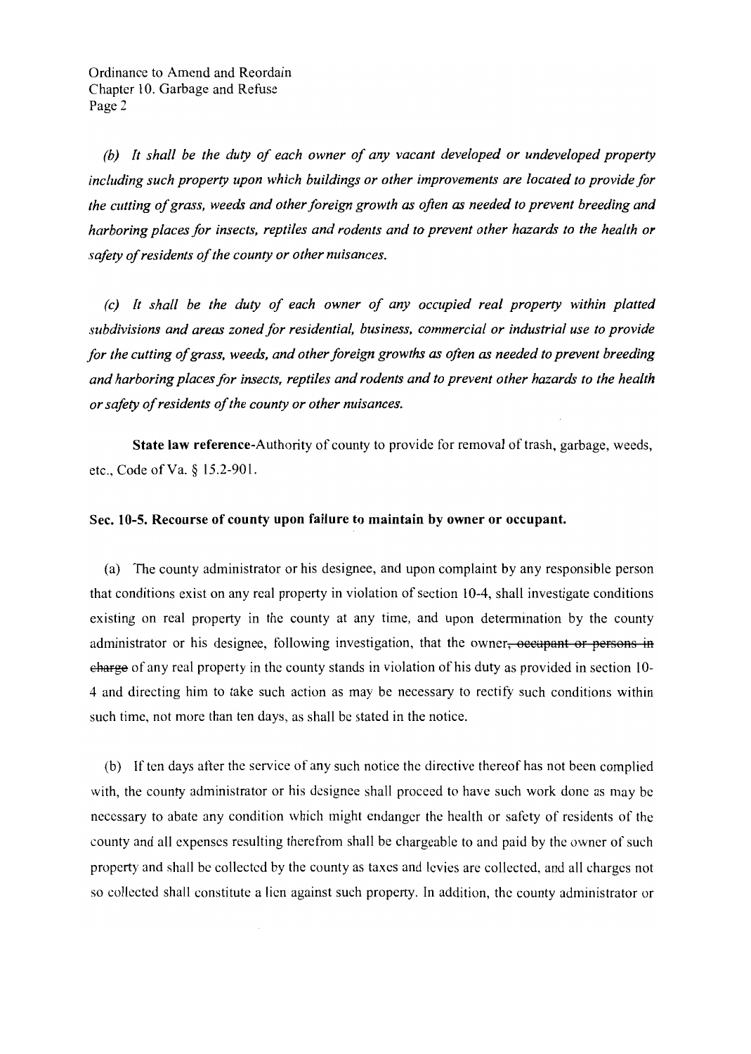*(b) It shall be the duty of each owner of any vacant developed or undeveloped property including such property upon which buildings or other improvements are located to provide for the cutting of grass, weeds and other foreign growth as often as needed to prevent breeding and harboring places for insects, reptiles and rodents and to prevent other hazards to the health or safety of residents of the county or other nuisances.*

*(c) It shall be the duty of each owner of any occupied real property within platted subdivisions and areas zoned for residential, business, commercial or industrial use to provide for the cutting of grass, weeds, and other foreign growths as often as needed to prevent breeding and harboring places for insects, reptiles and rodents and to prevent other hazards to the health or safety of residents of the county or other nuisances.*

**State law reference**-Authority of county to provide for removal of trash, garbage, weeds, etc., Code of Va. § 15.2-901.

**Sec. 10-5. Recourse of county upon failure to maintain by owner or occupant.**

(a) The county administrator or his designee, and upon complaint by any responsible person that conditions exist on any real property in violation of section 10-4, shall investigate conditions existing on real property in the county at any time, and upon determination by the county administrator or his designee, following investigation, that the owner~~, occupant or persons in charge~~ of any real property in the county stands in violation of his duty as provided in section 10-4 and directing him to take such action as may be necessary to rectify such conditions within such time, not more than ten days, as shall be stated in the notice.

(b) If ten days after the service of any such notice the directive thereof has not been complied with, the county administrator or his designee shall proceed to have such work done as may be necessary to abate any condition which might endanger the health or safety of residents of the county and all expenses resulting therefrom shall be chargeable to and paid by the owner of such property and shall be collected by the county as taxes and levies are collected, and all charges not so collected shall constitute a lien against such property. In addition, the county administrator or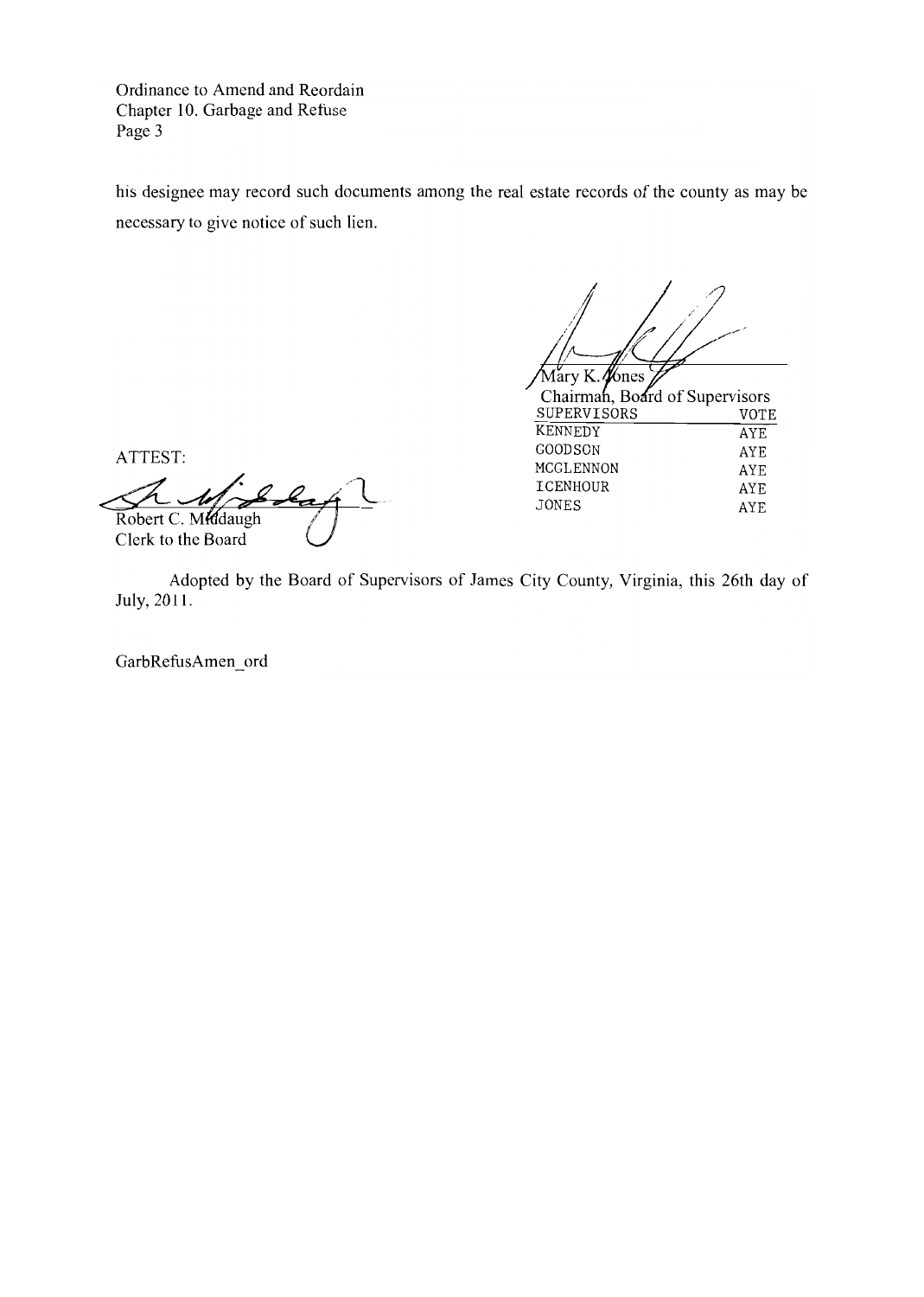his designee may record such documents among the real estate records of the county as may be necessary to give notice of such lien.

Mary K. Jones
Chairman, Board of Supervisors

| SUPERVISORS | VOTE |
| --- | --- |
| KENNEDY | AYE |
| GOODSON | AYE |
| MCGLENNON | AYE |
| ICENHOUR | AYE |
| JONES | AYE |

ATTEST:

Robert C. Middaugh
Clerk to the Board

Adopted by the Board of Supervisors of James City County, Virginia, this 26th day of July, 2011.

GarbRefusAmen_ord